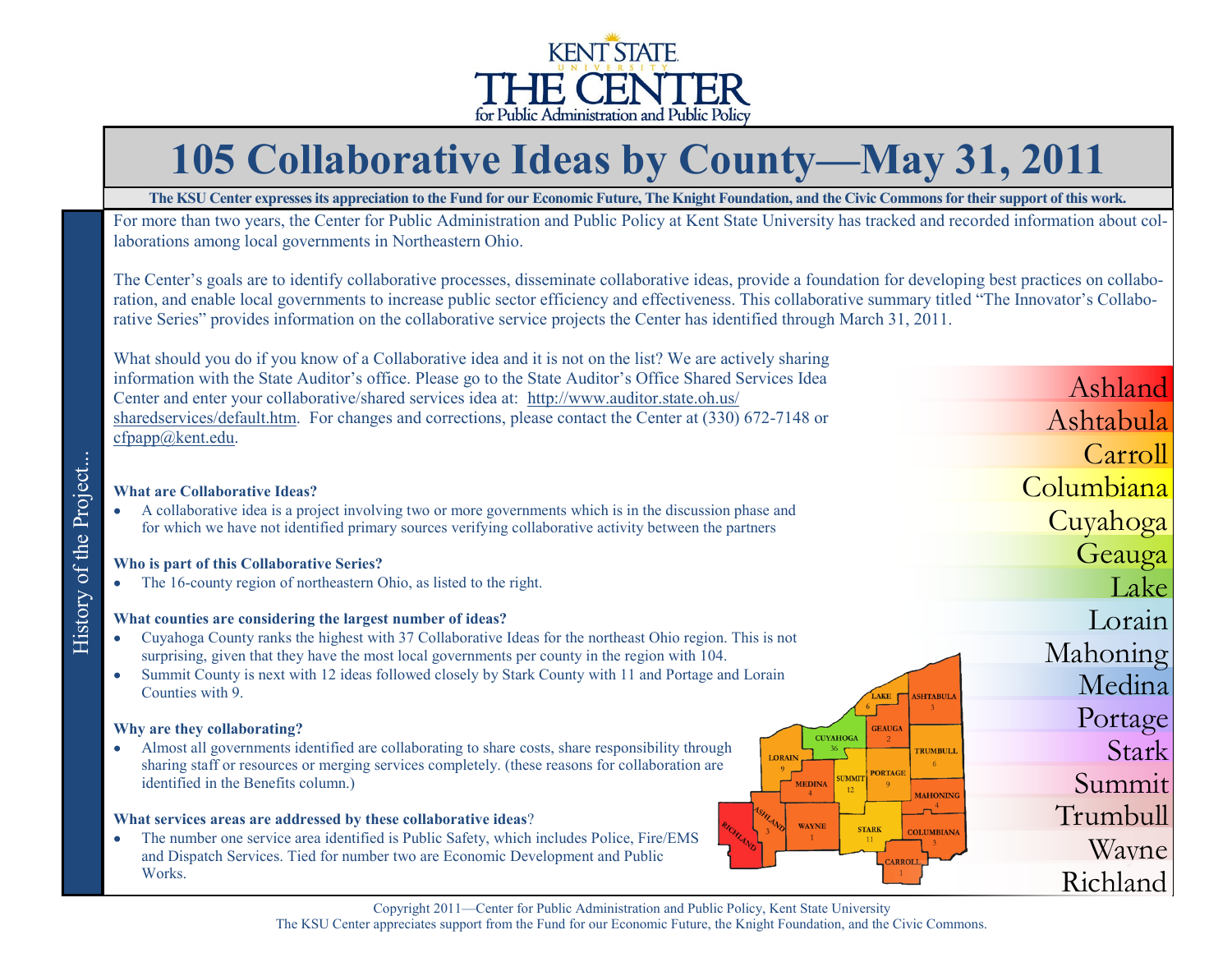KENT STATE UNIVERSITY
THE CENTER
for Public Administration and Public Policy

# 105 Collaborative Ideas by County—May 31, 2011

**The KSU Center expresses its appreciation to the Fund for our Economic Future, The Knight Foundation, and the Civic Commons for their support of this work.**

## History of the Project...

For more than two years, the Center for Public Administration and Public Policy at Kent State University has tracked and recorded information about collaborations among local governments in Northeastern Ohio.

The Center's goals are to identify collaborative processes, disseminate collaborative ideas, provide a foundation for developing best practices on collaboration, and enable local governments to increase public sector efficiency and effectiveness. This collaborative summary titled "The Innovator's Collaborative Series" provides information on the collaborative service projects the Center has identified through March 31, 2011.

What should you do if you know of a Collaborative idea and it is not on the list? We are actively sharing information with the State Auditor's office. Please go to the State Auditor's Office Shared Services Idea Center and enter your collaborative/shared services idea at: http://www.auditor.state.oh.us/sharedservices/default.htm. For changes and corrections, please contact the Center at (330) 672-7148 or cfpapp@kent.edu.

**What are Collaborative Ideas?**

- A collaborative idea is a project involving two or more governments which is in the discussion phase and for which we have not identified primary sources verifying collaborative activity between the partners

**Who is part of this Collaborative Series?**

- The 16-county region of northeastern Ohio, as listed to the right.

**What counties are considering the largest number of ideas?**

- Cuyahoga County ranks the highest with 37 Collaborative Ideas for the northeast Ohio region. This is not surprising, given that they have the most local governments per county in the region with 104.
- Summit County is next with 12 ideas followed closely by Stark County with 11 and Portage and Lorain Counties with 9.

**Why are they collaborating?**

- Almost all governments identified are collaborating to share costs, share responsibility through sharing staff or resources or merging services completely. (these reasons for collaboration are identified in the Benefits column.)

**What services areas are addressed by these collaborative ideas**?

- The number one service area identified is Public Safety, which includes Police, Fire/EMS and Dispatch Services. Tied for number two are Economic Development and Public Works.

Ashland
Ashtabula
Carroll
Columbiana
Cuyahoga
Geauga
Lake
Lorain
Mahoning
Medina
Portage
Stark
Summit
Trumbull
Wayne
Richland

Copyright 2011—Center for Public Administration and Public Policy, Kent State University
The KSU Center appreciates support from the Fund for our Economic Future, the Knight Foundation, and the Civic Commons.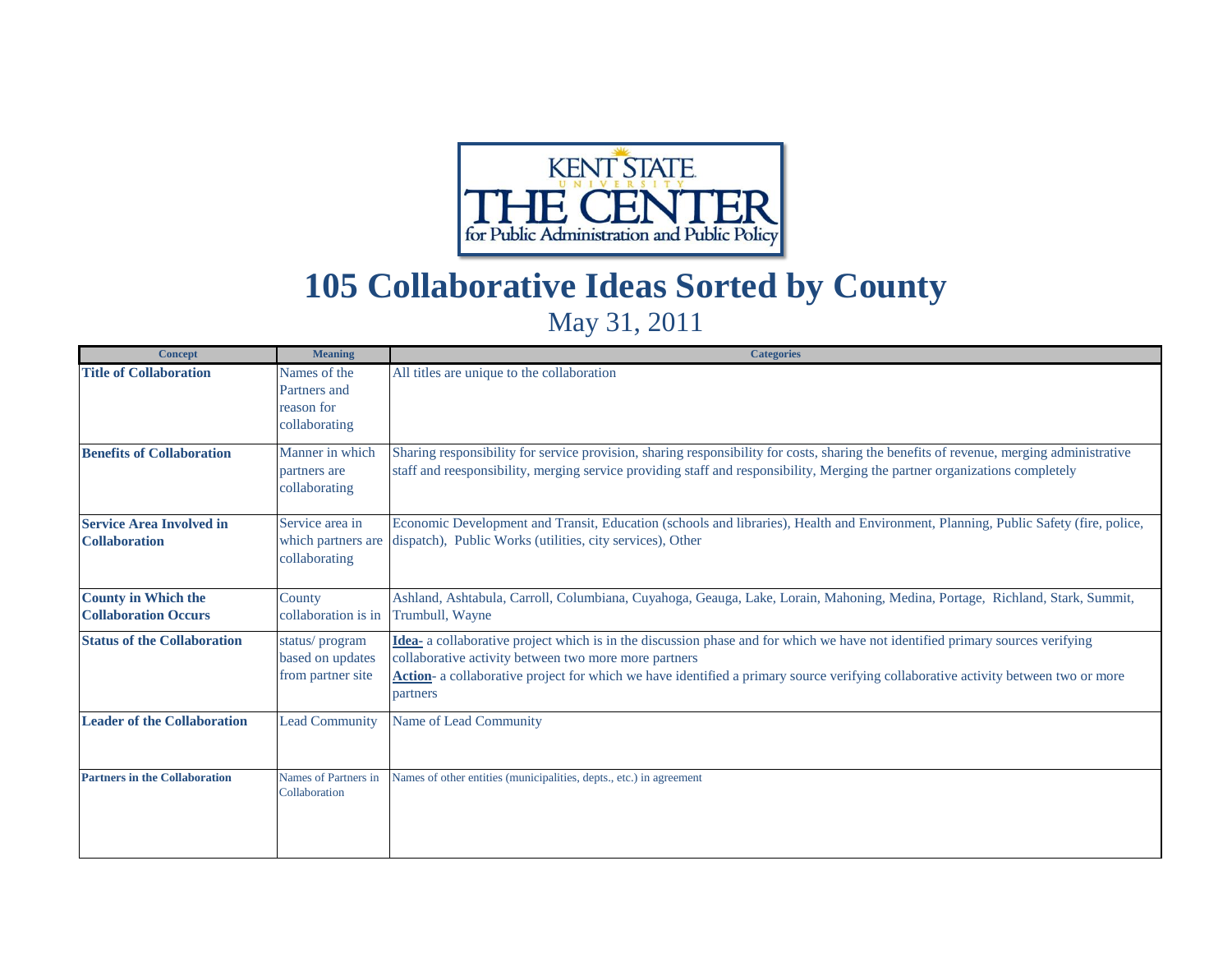KENT STATE UNIVERSITY THE CENTER for Public Administration and Public Policy

# 105 Collaborative Ideas Sorted by County

May 31, 2011

| Concept | Meaning | Categories |
|---|---|---|
| **Title of Collaboration** | Names of the Partners and reason for collaborating | All titles are unique to the collaboration |
| **Benefits of Collaboration** | Manner in which partners are collaborating | Sharing responsibility for service provision, sharing responsibility for costs, sharing the benefits of revenue, merging administrative staff and reesponsibility, merging service providing staff and responsibility, Merging the partner organizations completely |
| **Service Area Involved in Collaboration** | Service area in which partners are collaborating | Economic Development and Transit, Education (schools and libraries), Health and Environment, Planning, Public Safety (fire, police, dispatch), Public Works (utilities, city services), Other |
| **County in Which the Collaboration Occurs** | County collaboration is in | Ashland, Ashtabula, Carroll, Columbiana, Cuyahoga, Geauga, Lake, Lorain, Mahoning, Medina, Portage, Richland, Stark, Summit, Trumbull, Wayne |
| **Status of the Collaboration** | status/ program based on updates from partner site | **Idea-** a collaborative project which is in the discussion phase and for which we have not identified primary sources verifying collaborative activity between two more more partners<br>**Action**- a collaborative project for which we have identified a primary source verifying collaborative activity between two or more partners |
| **Leader of the Collaboration** | Lead Community | Name of Lead Community |
| **Partners in the Collaboration** | Names of Partners in Collaboration | Names of other entities (municipalities, depts., etc.) in agreement |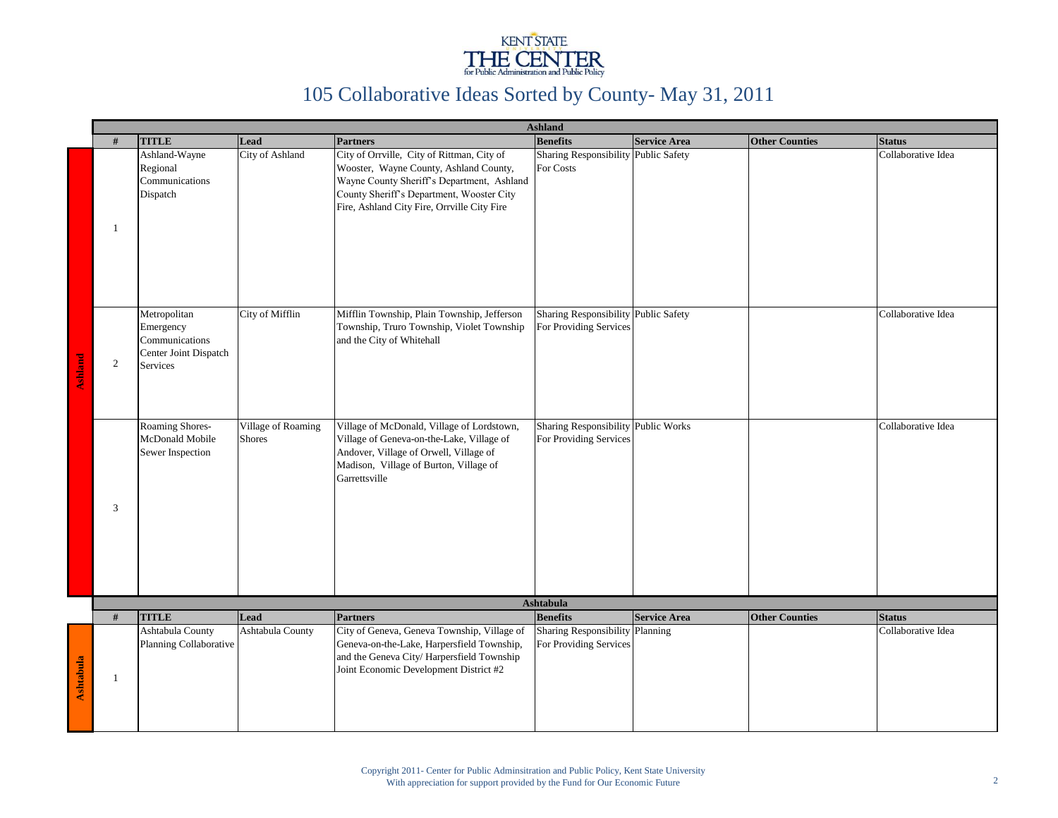KENT STATE
THE CENTER
for Public Administration and Public Policy

# 105 Collaborative Ideas Sorted by County- May 31, 2011

## Ashland

| # | TITLE | Lead | Partners | Benefits | Service Area | Other Counties | Status |
|---|---|---|---|---|---|---|---|
| 1 | Ashland-Wayne Regional Communications Dispatch | City of Ashland | City of Orrville, City of Rittman, City of Wooster, Wayne County, Ashland County, Wayne County Sheriff's Department, Ashland County Sheriff's Department, Wooster City Fire, Ashland City Fire, Orrville City Fire | Sharing Responsibility For Costs | Public Safety | | Collaborative Idea |
| 2 | Metropolitan Emergency Communications Center Joint Dispatch Services | City of Mifflin | Mifflin Township, Plain Township, Jefferson Township, Truro Township, Violet Township and the City of Whitehall | Sharing Responsibility For Providing Services | Public Safety | | Collaborative Idea |
| 3 | Roaming Shores-McDonald Mobile Sewer Inspection | Village of Roaming Shores | Village of McDonald, Village of Lordstown, Village of Geneva-on-the-Lake, Village of Andover, Village of Orwell, Village of Madison, Village of Burton, Village of Garrettsville | Sharing Responsibility For Providing Services | Public Works | | Collaborative Idea |

## Ashtabula

| # | TITLE | Lead | Partners | Benefits | Service Area | Other Counties | Status |
|---|---|---|---|---|---|---|---|
| 1 | Ashtabula County Planning Collaborative | Ashtabula County | City of Geneva, Geneva Township, Village of Geneva-on-the-Lake, Harpersfield Township, and the Geneva City/ Harpersfield Township Joint Economic Development District #2 | Sharing Responsibility For Providing Services | Planning | | Collaborative Idea |

Copyright 2011- Center for Public Adminsitration and Public Policy, Kent State University
With appreciation for support provided by the Fund for Our Economic Future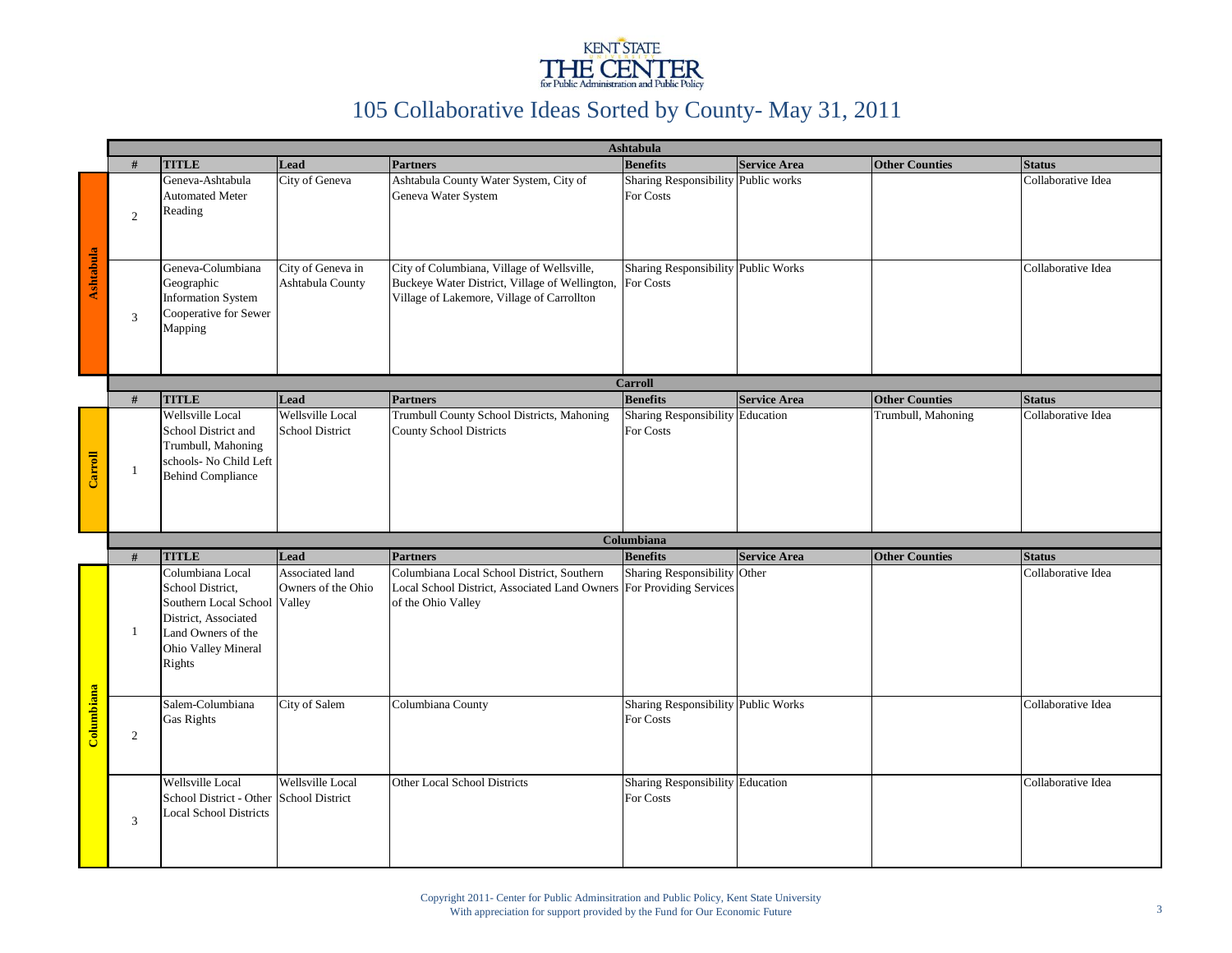KENT STATE
THE CENTER
for Public Administration and Public Policy

# 105 Collaborative Ideas Sorted by County- May 31, 2011

## Ashtabula

| # | TITLE | Lead | Partners | Benefits | Service Area | Other Counties | Status |
|---|---|---|---|---|---|---|---|
| 2 | Geneva-Ashtabula Automated Meter Reading | City of Geneva | Ashtabula County Water System, City of Geneva Water System | Sharing Responsibility For Costs | Public works | | Collaborative Idea |
| 3 | Geneva-Columbiana Geographic Information System Cooperative for Sewer Mapping | City of Geneva in Ashtabula County | City of Columbiana, Village of Wellsville, Buckeye Water District, Village of Wellington, Village of Lakemore, Village of Carrollton | Sharing Responsibility For Costs | Public Works | | Collaborative Idea |

## Carroll

| # | TITLE | Lead | Partners | Benefits | Service Area | Other Counties | Status |
|---|---|---|---|---|---|---|---|
| 1 | Wellsville Local School District and Trumbull, Mahoning schools- No Child Left Behind Compliance | Wellsville Local School District | Trumbull County School Districts, Mahoning County School Districts | Sharing Responsibility For Costs | Education | Trumbull, Mahoning | Collaborative Idea |

## Columbiana

| # | TITLE | Lead | Partners | Benefits | Service Area | Other Counties | Status |
|---|---|---|---|---|---|---|---|
| 1 | Columbiana Local School District, Southern Local School District, Associated Land Owners of the Ohio Valley Mineral Rights | Associated land Owners of the Ohio Valley | Columbiana Local School District, Southern Local School District, Associated Land Owners of the Ohio Valley | Sharing Responsibility For Providing Services | Other | | Collaborative Idea |
| 2 | Salem-Columbiana Gas Rights | City of Salem | Columbiana County | Sharing Responsibility For Costs | Public Works | | Collaborative Idea |
| 3 | Wellsville Local School District - Other Local School Districts | Wellsville Local School District | Other Local School Districts | Sharing Responsibility For Costs | Education | | Collaborative Idea |

Copyright 2011- Center for Public Adminsitration and Public Policy, Kent State University
With appreciation for support provided by the Fund for Our Economic Future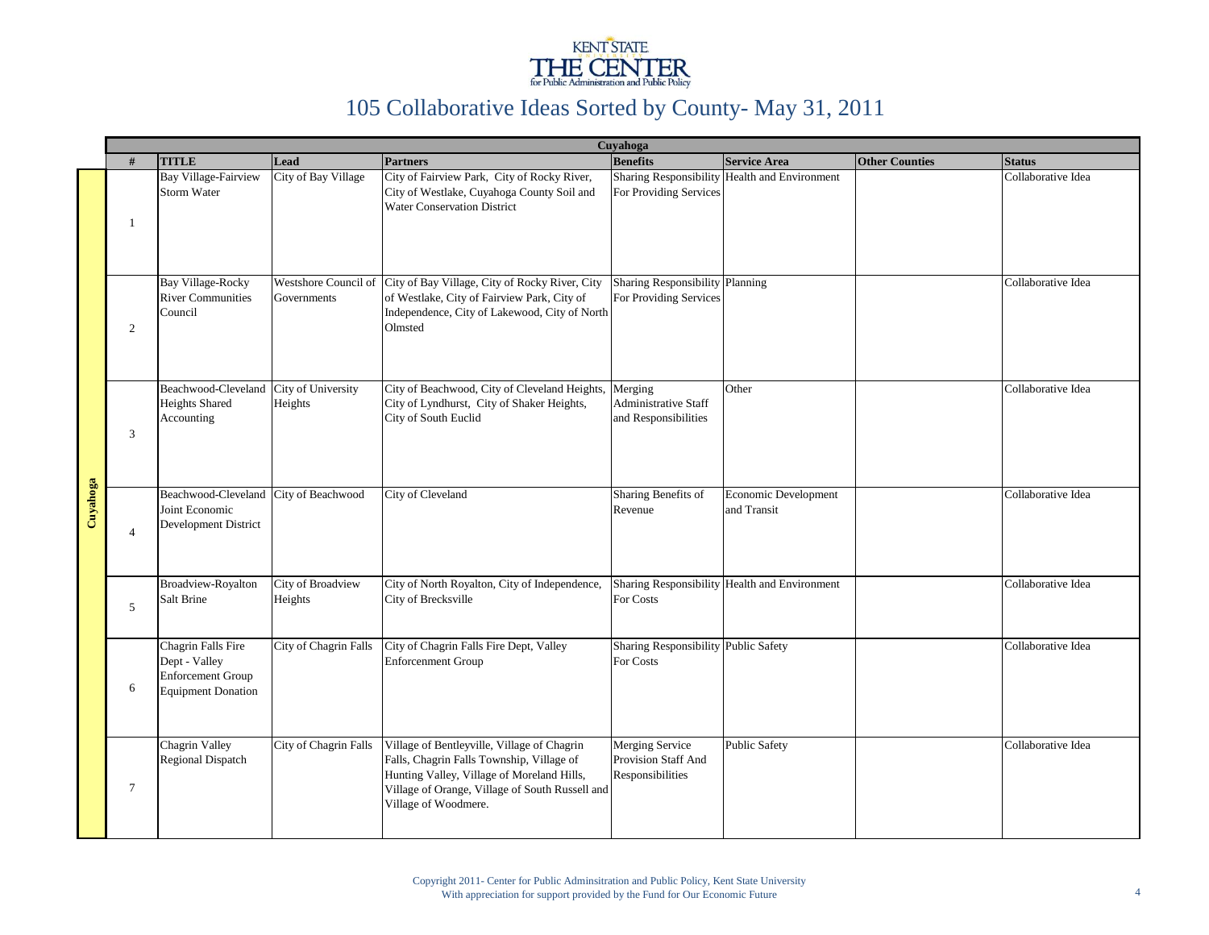KENT STATE THE CENTER for Public Administration and Public Policy

# 105 Collaborative Ideas Sorted by County- May 31, 2011

| Cuyahoga | | | | | | | |
|---|---|---|---|---|---|---|---|
| # | TITLE | Lead | Partners | Benefits | Service Area | Other Counties | Status |
| 1 | Bay Village-Fairview Storm Water | City of Bay Village | City of Fairview Park, City of Rocky River, City of Westlake, Cuyahoga County Soil and Water Conservation District | Sharing Responsibility For Providing Services | Health and Environment | | Collaborative Idea |
| 2 | Bay Village-Rocky River Communities Council | Westshore Council of Governments | City of Bay Village, City of Rocky River, City of Westlake, City of Fairview Park, City of Independence, City of Lakewood, City of North Olmsted | Sharing Responsibility For Providing Services | Planning | | Collaborative Idea |
| 3 | Beachwood-Cleveland Heights Shared Accounting | City of University Heights | City of Beachwood, City of Cleveland Heights, City of Lyndhurst, City of Shaker Heights, City of South Euclid | Merging Administrative Staff and Responsibilities | Other | | Collaborative Idea |
| 4 | Beachwood-Cleveland Joint Economic Development District | City of Beachwood | City of Cleveland | Sharing Benefits of Revenue | Economic Development and Transit | | Collaborative Idea |
| 5 | Broadview-Royalton Salt Brine | City of Broadview Heights | City of North Royalton, City of Independence, City of Brecksville | Sharing Responsibility For Costs | Health and Environment | | Collaborative Idea |
| 6 | Chagrin Falls Fire Dept - Valley Enforcement Group Equipment Donation | City of Chagrin Falls | City of Chagrin Falls Fire Dept, Valley Enforcement Group | Sharing Responsibility For Costs | Public Safety | | Collaborative Idea |
| 7 | Chagrin Valley Regional Dispatch | City of Chagrin Falls | Village of Bentleyville, Village of Chagrin Falls, Chagrin Falls Township, Village of Hunting Valley, Village of Moreland Hills, Village of Orange, Village of South Russell and Village of Woodmere. | Merging Service Provision Staff And Responsibilities | Public Safety | | Collaborative Idea |

Copyright 2011- Center for Public Adminsitration and Public Policy, Kent State University
With appreciation for support provided by the Fund for Our Economic Future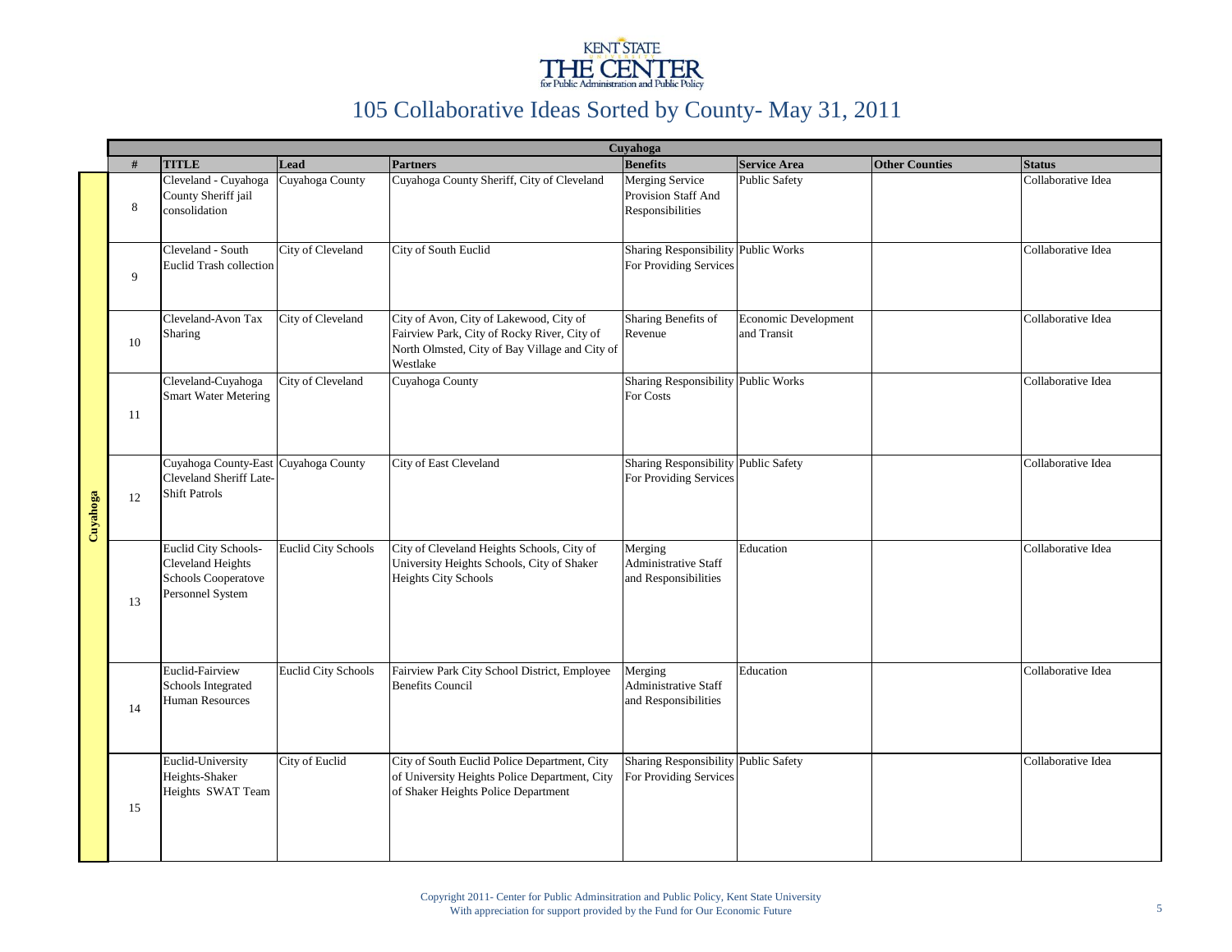KENT STATE
THE CENTER
for Public Administration and Public Policy

# 105 Collaborative Ideas Sorted by County- May 31, 2011

| Cuyahoga | | | | | | | | |
|---|---|---|---|---|---|---|---|---|
| | **#** | **TITLE** | **Lead** | **Partners** | **Benefits** | **Service Area** | **Other Counties** | **Status** |
| Cuyahoga | 8 | Cleveland - Cuyahoga County Sheriff jail consolidation | Cuyahoga County | Cuyahoga County Sheriff, City of Cleveland | Merging Service Provision Staff And Responsibilities | Public Safety | | Collaborative Idea |
| Cuyahoga | 9 | Cleveland - South Euclid Trash collection | City of Cleveland | City of South Euclid | Sharing Responsibility For Providing Services | Public Works | | Collaborative Idea |
| Cuyahoga | 10 | Cleveland-Avon Tax Sharing | City of Cleveland | City of Avon, City of Lakewood, City of Fairview Park, City of Rocky River, City of North Olmsted, City of Bay Village and City of Westlake | Sharing Benefits of Revenue | Economic Development and Transit | | Collaborative Idea |
| Cuyahoga | 11 | Cleveland-Cuyahoga Smart Water Metering | City of Cleveland | Cuyahoga County | Sharing Responsibility For Costs | Public Works | | Collaborative Idea |
| Cuyahoga | 12 | Cuyahoga County-East Cleveland Sheriff Late-Shift Patrols | Cuyahoga County | City of East Cleveland | Sharing Responsibility For Providing Services | Public Safety | | Collaborative Idea |
| Cuyahoga | 13 | Euclid City Schools-Cleveland Heights Schools Cooperatove Personnel System | Euclid City Schools | City of Cleveland Heights Schools, City of University Heights Schools, City of Shaker Heights City Schools | Merging Administrative Staff and Responsibilities | Education | | Collaborative Idea |
| Cuyahoga | 14 | Euclid-Fairview Schools Integrated Human Resources | Euclid City Schools | Fairview Park City School District, Employee Benefits Council | Merging Administrative Staff and Responsibilities | Education | | Collaborative Idea |
| Cuyahoga | 15 | Euclid-University Heights-Shaker Heights SWAT Team | City of Euclid | City of South Euclid Police Department, City of University Heights Police Department, City of Shaker Heights Police Department | Sharing Responsibility For Providing Services | Public Safety | | Collaborative Idea |

Copyright 2011- Center for Public Adminsitration and Public Policy, Kent State University
With appreciation for support provided by the Fund for Our Economic Future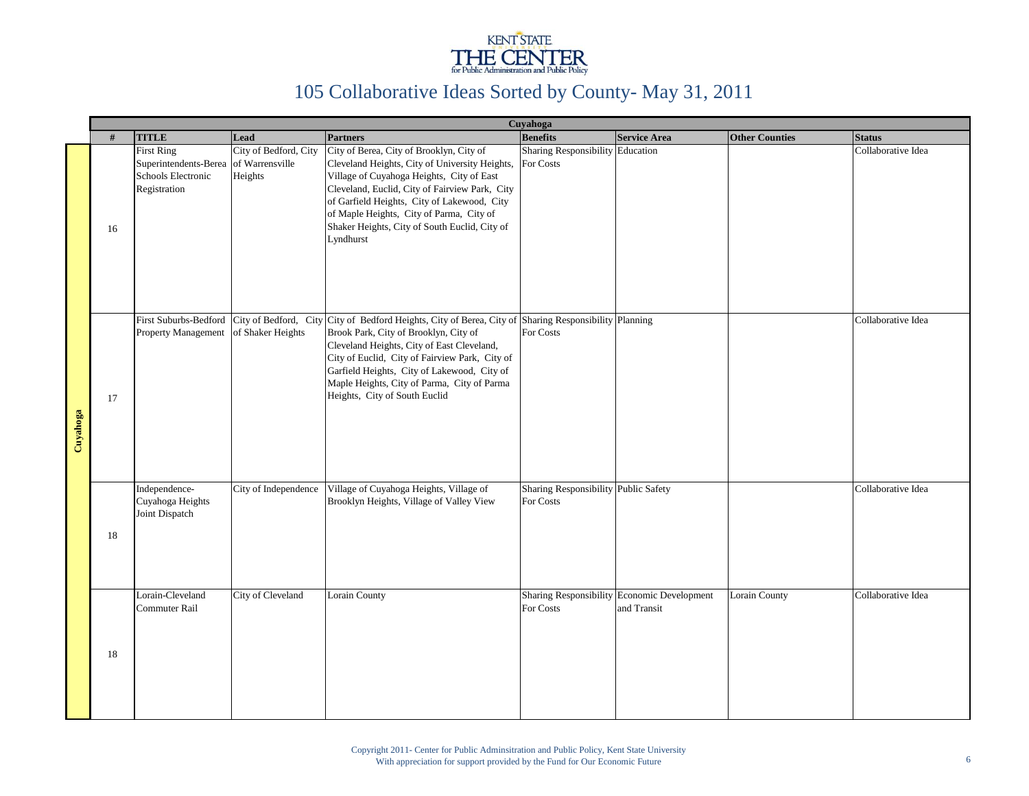# 105 Collaborative Ideas Sorted by County- May 31, 2011

| Cuyahoga | | | | | | | |
|---|---|---|---|---|---|---|---|
| # | TITLE | Lead | Partners | Benefits | Service Area | Other Counties | Status |
| 16 | First Ring Superintendents-Berea Schools Electronic Registration | City of Bedford, City of Warrensville Heights | City of Berea, City of Brooklyn, City of Cleveland Heights, City of University Heights, Village of Cuyahoga Heights, City of East Cleveland, Euclid, City of Fairview Park, City of Garfield Heights, City of Lakewood, City of Maple Heights, City of Parma, City of Shaker Heights, City of South Euclid, City of Lyndhurst | Sharing Responsibility For Costs | Education | | Collaborative Idea |
| 17 | First Suburbs-Bedford Property Management | City of Bedford, City of Shaker Heights | City of Bedford Heights, City of Berea, City of Brook Park, City of Brooklyn, City of Cleveland Heights, City of East Cleveland, City of Euclid, City of Fairview Park, City of Garfield Heights, City of Lakewood, City of Maple Heights, City of Parma, City of Parma Heights, City of South Euclid | Sharing Responsibility For Costs | Planning | | Collaborative Idea |
| 18 | Independence-Cuyahoga Heights Joint Dispatch | City of Independence | Village of Cuyahoga Heights, Village of Brooklyn Heights, Village of Valley View | Sharing Responsibility For Costs | Public Safety | | Collaborative Idea |
| 18 | Lorain-Cleveland Commuter Rail | City of Cleveland | Lorain County | Sharing Responsibility For Costs | Economic Development and Transit | Lorain County | Collaborative Idea |

Copyright 2011- Center for Public Adminsitration and Public Policy, Kent State University
With appreciation for support provided by the Fund for Our Economic Future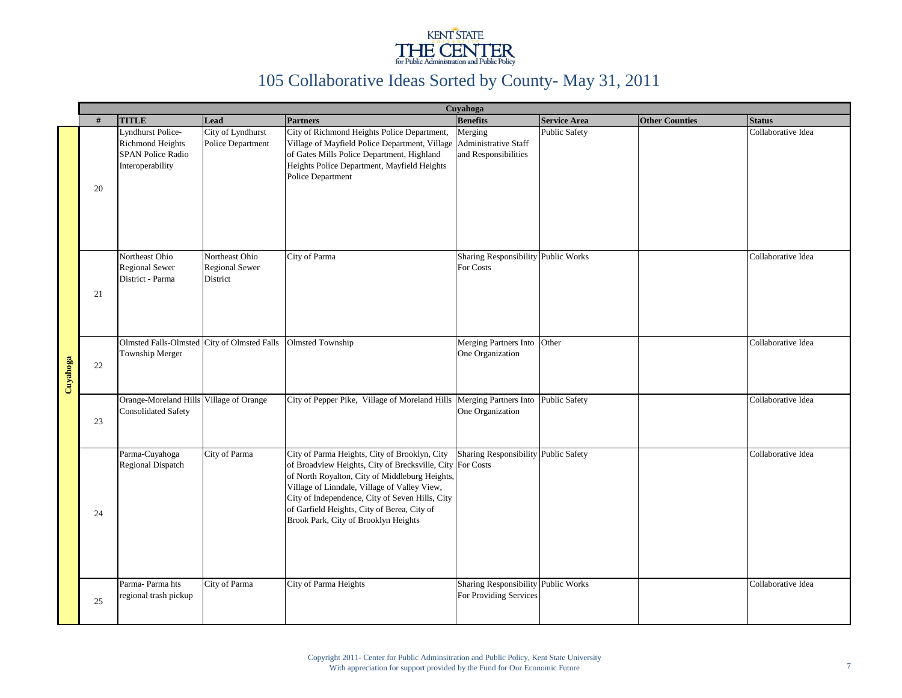# 105 Collaborative Ideas Sorted by County- May 31, 2011

| Cuyahoga | | | | | | | |
|---|---|---|---|---|---|---|---|
| # | TITLE | Lead | Partners | Benefits | Service Area | Other Counties | Status |
| 20 | Lyndhurst Police-Richmond Heights SPAN Police Radio Interoperability | City of Lyndhurst Police Department | City of Richmond Heights Police Department, Village of Mayfield Police Department, Village of Gates Mills Police Department, Highland Heights Police Department, Mayfield Heights Police Department | Merging Administrative Staff and Responsibilities | Public Safety | | Collaborative Idea |
| 21 | Northeast Ohio Regional Sewer District - Parma | Northeast Ohio Regional Sewer District | City of Parma | Sharing Responsibility For Costs | Public Works | | Collaborative Idea |
| 22 | Olmsted Falls-Olmsted Township Merger | City of Olmsted Falls | Olmsted Township | Merging Partners Into One Organization | Other | | Collaborative Idea |
| 23 | Orange-Moreland Hills Consolidated Safety | Village of Orange | City of Pepper Pike, Village of Moreland Hills | Merging Partners Into One Organization | Public Safety | | Collaborative Idea |
| 24 | Parma-Cuyahoga Regional Dispatch | City of Parma | City of Parma Heights, City of Brooklyn, City of Broadview Heights, City of Brecksville, City of North Royalton, City of Middleburg Heights, Village of Linndale, Village of Valley View, City of Independence, City of Seven Hills, City of Garfield Heights, City of Berea, City of Brook Park, City of Brooklyn Heights | Sharing Responsibility For Costs | Public Safety | | Collaborative Idea |
| 25 | Parma- Parma hts regional trash pickup | City of Parma | City of Parma Heights | Sharing Responsibility For Providing Services | Public Works | | Collaborative Idea |

Copyright 2011- Center for Public Adminsitration and Public Policy, Kent State University
With appreciation for support provided by the Fund for Our Economic Future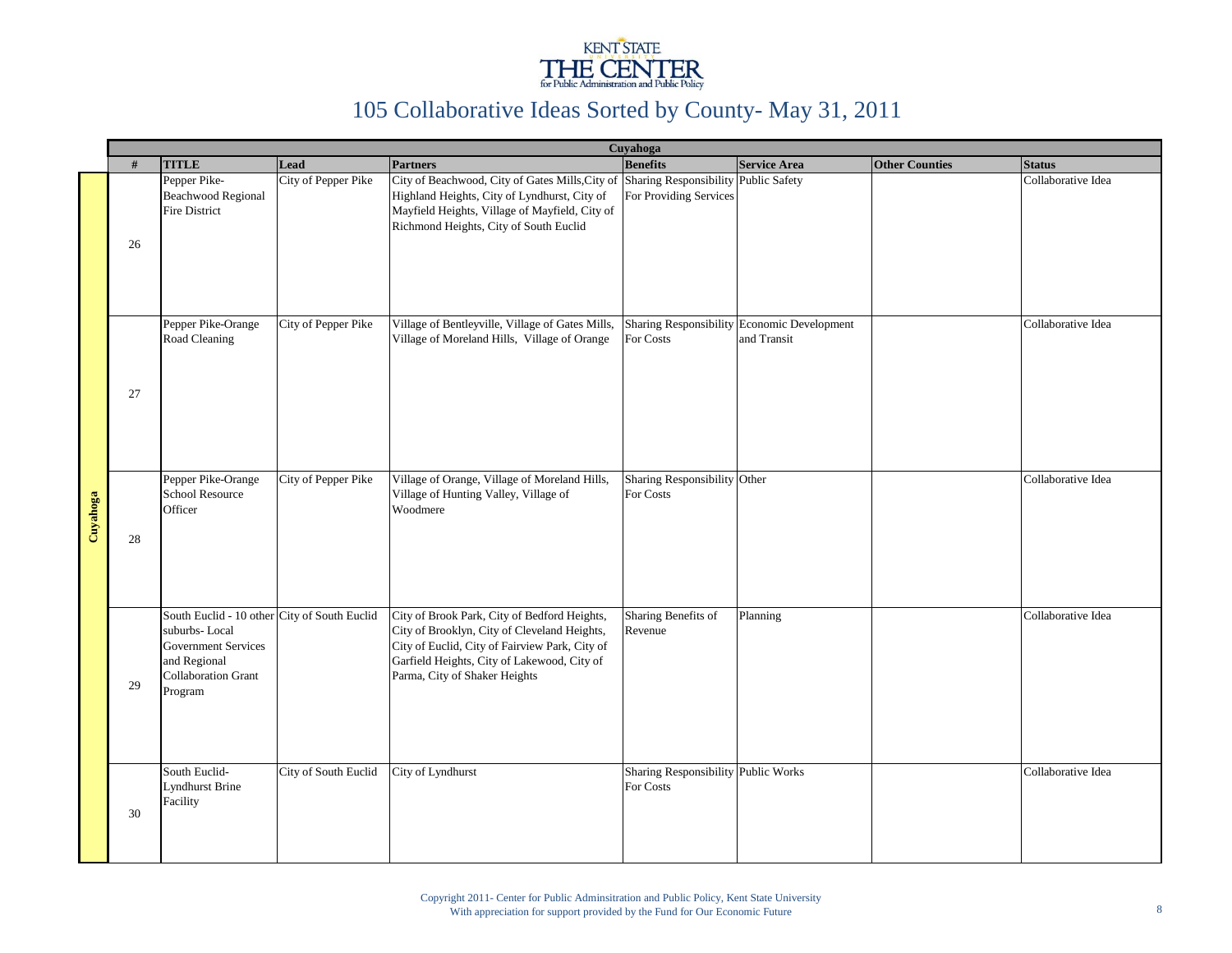KENT STATE
THE CENTER
for Public Administration and Public Policy

# 105 Collaborative Ideas Sorted by County- May 31, 2011

## Cuyahoga

| | # | TITLE | Lead | Partners | Benefits | Service Area | Other Counties | Status |
|---|---|---|---|---|---|---|---|---|
| Cuyahoga | 26 | Pepper Pike-Beachwood Regional Fire District | City of Pepper Pike | City of Beachwood, City of Gates Mills,City of Highland Heights, City of Lyndhurst, City of Mayfield Heights, Village of Mayfield, City of Richmond Heights, City of South Euclid | Sharing Responsibility For Providing Services | Public Safety | | Collaborative Idea |
| Cuyahoga | 27 | Pepper Pike-Orange Road Cleaning | City of Pepper Pike | Village of Bentleyville, Village of Gates Mills, Village of Moreland Hills, Village of Orange | Sharing Responsibility For Costs | Economic Development and Transit | | Collaborative Idea |
| Cuyahoga | 28 | Pepper Pike-Orange School Resource Officer | City of Pepper Pike | Village of Orange, Village of Moreland Hills, Village of Hunting Valley, Village of Woodmere | Sharing Responsibility For Costs | Other | | Collaborative Idea |
| Cuyahoga | 29 | South Euclid - 10 other suburbs- Local Government Services and Regional Collaboration Grant Program | City of South Euclid | City of Brook Park, City of Bedford Heights, City of Brooklyn, City of Cleveland Heights, City of Euclid, City of Fairview Park, City of Garfield Heights, City of Lakewood, City of Parma, City of Shaker Heights | Sharing Benefits of Revenue | Planning | | Collaborative Idea |
| Cuyahoga | 30 | South Euclid-Lyndhurst Brine Facility | City of South Euclid | City of Lyndhurst | Sharing Responsibility For Costs | Public Works | | Collaborative Idea |

Copyright 2011- Center for Public Adminsitration and Public Policy, Kent State University
With appreciation for support provided by the Fund for Our Economic Future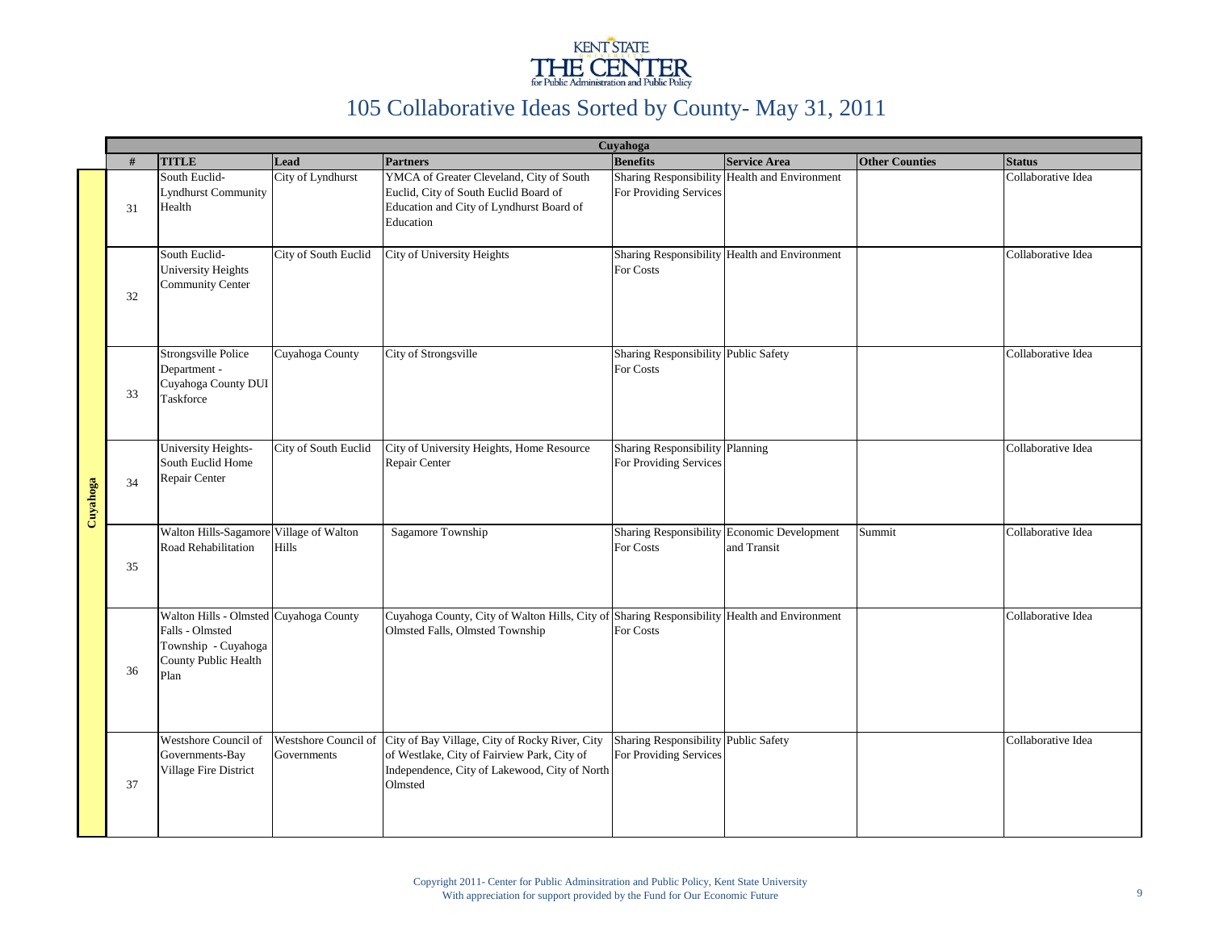# 105 Collaborative Ideas Sorted by County- May 31, 2011

| Cuyahoga | | | | | | | |
|---|---|---|---|---|---|---|---|
| # | TITLE | Lead | Partners | Benefits | Service Area | Other Counties | Status |
| 31 | South Euclid-Lyndhurst Community Health | City of Lyndhurst | YMCA of Greater Cleveland, City of South Euclid, City of South Euclid Board of Education and City of Lyndhurst Board of Education | Sharing Responsibility For Providing Services | Health and Environment | | Collaborative Idea |
| 32 | South Euclid-University Heights Community Center | City of South Euclid | City of University Heights | Sharing Responsibility For Costs | Health and Environment | | Collaborative Idea |
| 33 | Strongsville Police Department - Cuyahoga County DUI Taskforce | Cuyahoga County | City of Strongsville | Sharing Responsibility For Costs | Public Safety | | Collaborative Idea |
| 34 | University Heights-South Euclid Home Repair Center | City of South Euclid | City of University Heights, Home Resource Repair Center | Sharing Responsibility For Providing Services | Planning | | Collaborative Idea |
| 35 | Walton Hills-Sagamore Road Rehabilitation | Village of Walton Hills | Sagamore Township | Sharing Responsibility For Costs | Economic Development and Transit | Summit | Collaborative Idea |
| 36 | Walton Hills - Olmsted Falls - Olmsted Township - Cuyahoga County Public Health Plan | Cuyahoga County | Cuyahoga County, City of Walton Hills, City of Olmsted Falls, Olmsted Township | Sharing Responsibility For Costs | Health and Environment | | Collaborative Idea |
| 37 | Westshore Council of Governments-Bay Village Fire District | Westshore Council of Governments | City of Bay Village, City of Rocky River, City of Westlake, City of Fairview Park, City of Independence, City of Lakewood, City of North Olmsted | Sharing Responsibility For Providing Services | Public Safety | | Collaborative Idea |

Copyright 2011- Center for Public Adminsitration and Public Policy, Kent State University
With appreciation for support provided by the Fund for Our Economic Future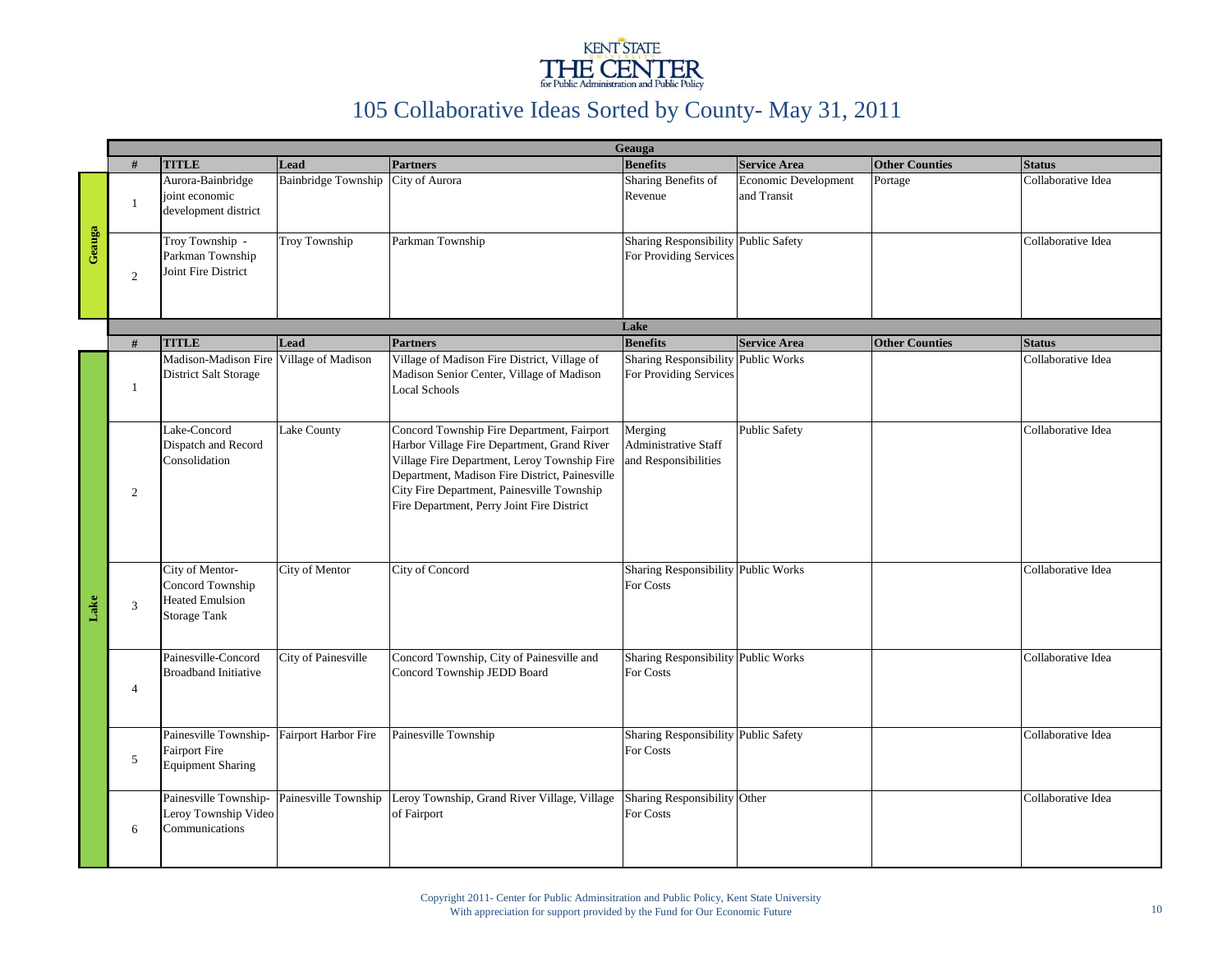KENT STATE
THE CENTER
for Public Administration and Public Policy

# 105 Collaborative Ideas Sorted by County- May 31, 2011

## Geauga

| # | TITLE | Lead | Partners | Benefits | Service Area | Other Counties | Status |
|---|---|---|---|---|---|---|---|
| 1 | Aurora-Bainbridge joint economic development district | Bainbridge Township | City of Aurora | Sharing Benefits of Revenue | Economic Development and Transit | Portage | Collaborative Idea |
| 2 | Troy Township - Parkman Township Joint Fire District | Troy Township | Parkman Township | Sharing Responsibility For Providing Services | Public Safety | | Collaborative Idea |

## Lake

| # | TITLE | Lead | Partners | Benefits | Service Area | Other Counties | Status |
|---|---|---|---|---|---|---|---|
| 1 | Madison-Madison Fire District Salt Storage | Village of Madison | Village of Madison Fire District, Village of Madison Senior Center, Village of Madison Local Schools | Sharing Responsibility For Providing Services | Public Works | | Collaborative Idea |
| 2 | Lake-Concord Dispatch and Record Consolidation | Lake County | Concord Township Fire Department, Fairport Harbor Village Fire Department, Grand River Village Fire Department, Leroy Township Fire Department, Madison Fire District, Painesville City Fire Department, Painesville Township Fire Department, Perry Joint Fire District | Merging Administrative Staff and Responsibilities | Public Safety | | Collaborative Idea |
| 3 | City of Mentor-Concord Township Heated Emulsion Storage Tank | City of Mentor | City of Concord | Sharing Responsibility For Costs | Public Works | | Collaborative Idea |
| 4 | Painesville-Concord Broadband Initiative | City of Painesville | Concord Township, City of Painesville and Concord Township JEDD Board | Sharing Responsibility For Costs | Public Works | | Collaborative Idea |
| 5 | Painesville Township-Fairport Fire Equipment Sharing | Fairport Harbor Fire | Painesville Township | Sharing Responsibility For Costs | Public Safety | | Collaborative Idea |
| 6 | Painesville Township-Leroy Township Video Communications | Painesville Township | Leroy Township, Grand River Village, Village of Fairport | Sharing Responsibility For Costs | Other | | Collaborative Idea |

Copyright 2011- Center for Public Adminsitration and Public Policy, Kent State University
With appreciation for support provided by the Fund for Our Economic Future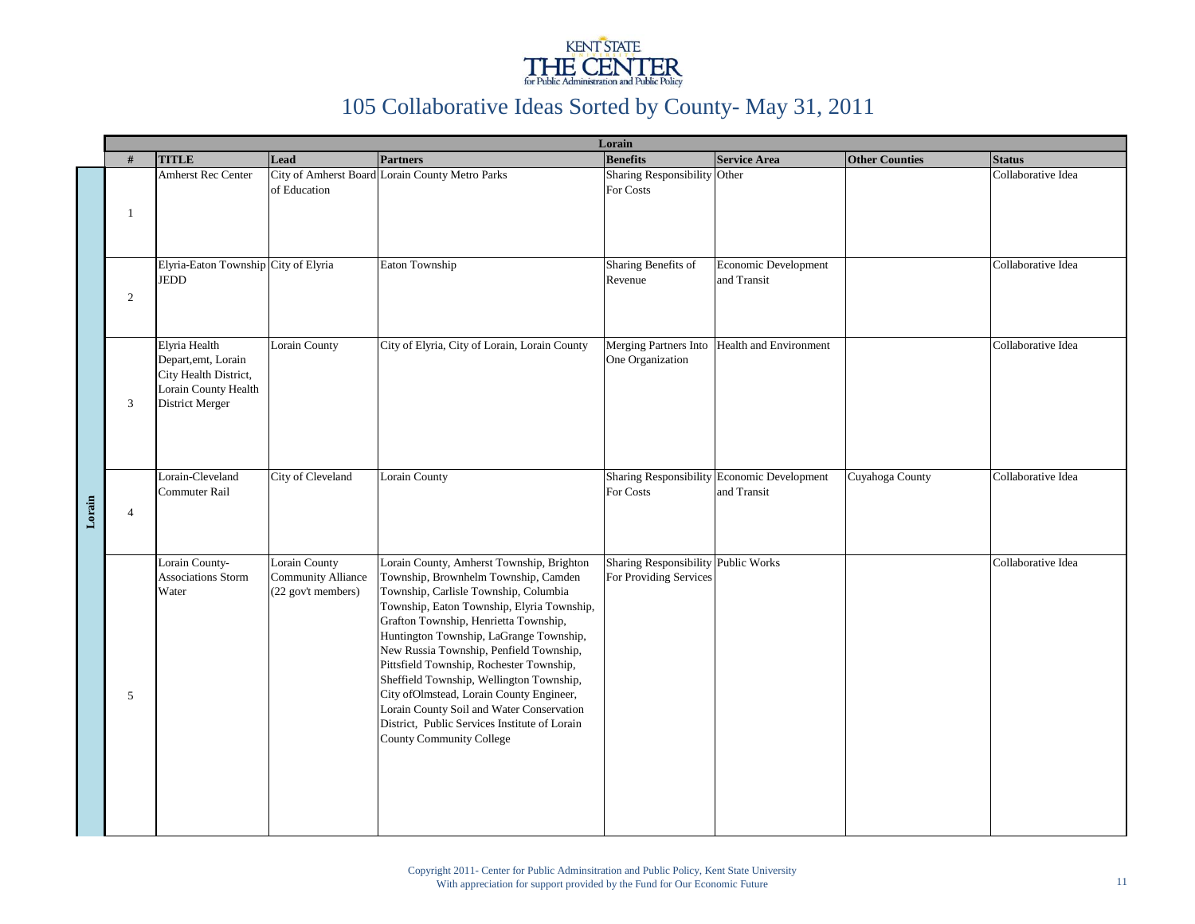KENT STATE
THE CENTER
for Public Administration and Public Policy

# 105 Collaborative Ideas Sorted by County- May 31, 2011

## Lorain

| # | TITLE | Lead | Partners | Benefits | Service Area | Other Counties | Status |
|---|---|---|---|---|---|---|---|
| 1 | Amherst Rec Center | City of Amherst Board of Education | Lorain County Metro Parks | Sharing Responsibility For Costs | Other | | Collaborative Idea |
| 2 | Elyria-Eaton Township JEDD | City of Elyria | Eaton Township | Sharing Benefits of Revenue | Economic Development and Transit | | Collaborative Idea |
| 3 | Elyria Health Depart,emt, Lorain City Health District, Lorain County Health District Merger | Lorain County | City of Elyria, City of Lorain, Lorain County | Merging Partners Into One Organization | Health and Environment | | Collaborative Idea |
| 4 | Lorain-Cleveland Commuter Rail | City of Cleveland | Lorain County | Sharing Responsibility For Costs | Economic Development and Transit | Cuyahoga County | Collaborative Idea |
| 5 | Lorain County-Associations Storm Water | Lorain County Community Alliance (22 gov't members) | Lorain County, Amherst Township, Brighton Township, Brownhelm Township, Camden Township, Carlisle Township, Columbia Township, Eaton Township, Elyria Township, Grafton Township, Henrietta Township, Huntington Township, LaGrange Township, New Russia Township, Penfield Township, Pittsfield Township, Rochester Township, Sheffield Township, Wellington Township, City ofOlmstead, Lorain County Engineer, Lorain County Soil and Water Conservation District, Public Services Institute of Lorain County Community College | Sharing Responsibility For Providing Services | Public Works | | Collaborative Idea |

Copyright 2011- Center for Public Adminsitration and Public Policy, Kent State University
With appreciation for support provided by the Fund for Our Economic Future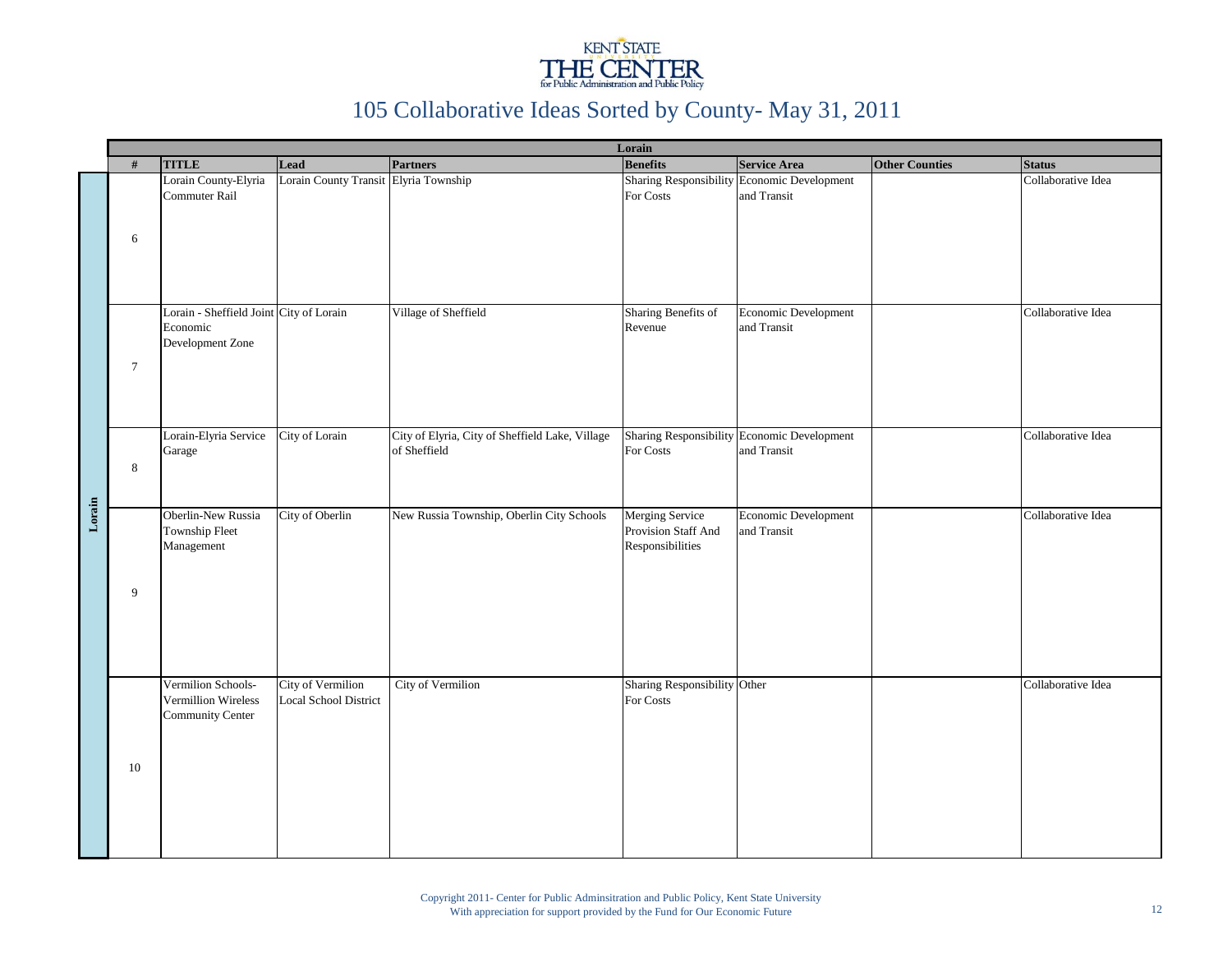# 105 Collaborative Ideas Sorted by County- May 31, 2011

**Lorain**

| # | TITLE | Lead | Partners | Benefits | Service Area | Other Counties | Status |
|---|---|---|---|---|---|---|---|
| 6 | Lorain County-Elyria Commuter Rail | Lorain County Transit | Elyria Township | Sharing Responsibility For Costs | Economic Development and Transit | | Collaborative Idea |
| 7 | Lorain - Sheffield Joint Economic Development Zone | City of Lorain | Village of Sheffield | Sharing Benefits of Revenue | Economic Development and Transit | | Collaborative Idea |
| 8 | Lorain-Elyria Service Garage | City of Lorain | City of Elyria, City of Sheffield Lake, Village of Sheffield | Sharing Responsibility For Costs | Economic Development and Transit | | Collaborative Idea |
| 9 | Oberlin-New Russia Township Fleet Management | City of Oberlin | New Russia Township, Oberlin City Schools | Merging Service Provision Staff And Responsibilities | Economic Development and Transit | | Collaborative Idea |
| 10 | Vermilion Schools-Vermillion Wireless Community Center | City of Vermilion Local School District | City of Vermilion | Sharing Responsibility For Costs | Other | | Collaborative Idea |

Copyright 2011- Center for Public Adminsitration and Public Policy, Kent State University
With appreciation for support provided by the Fund for Our Economic Future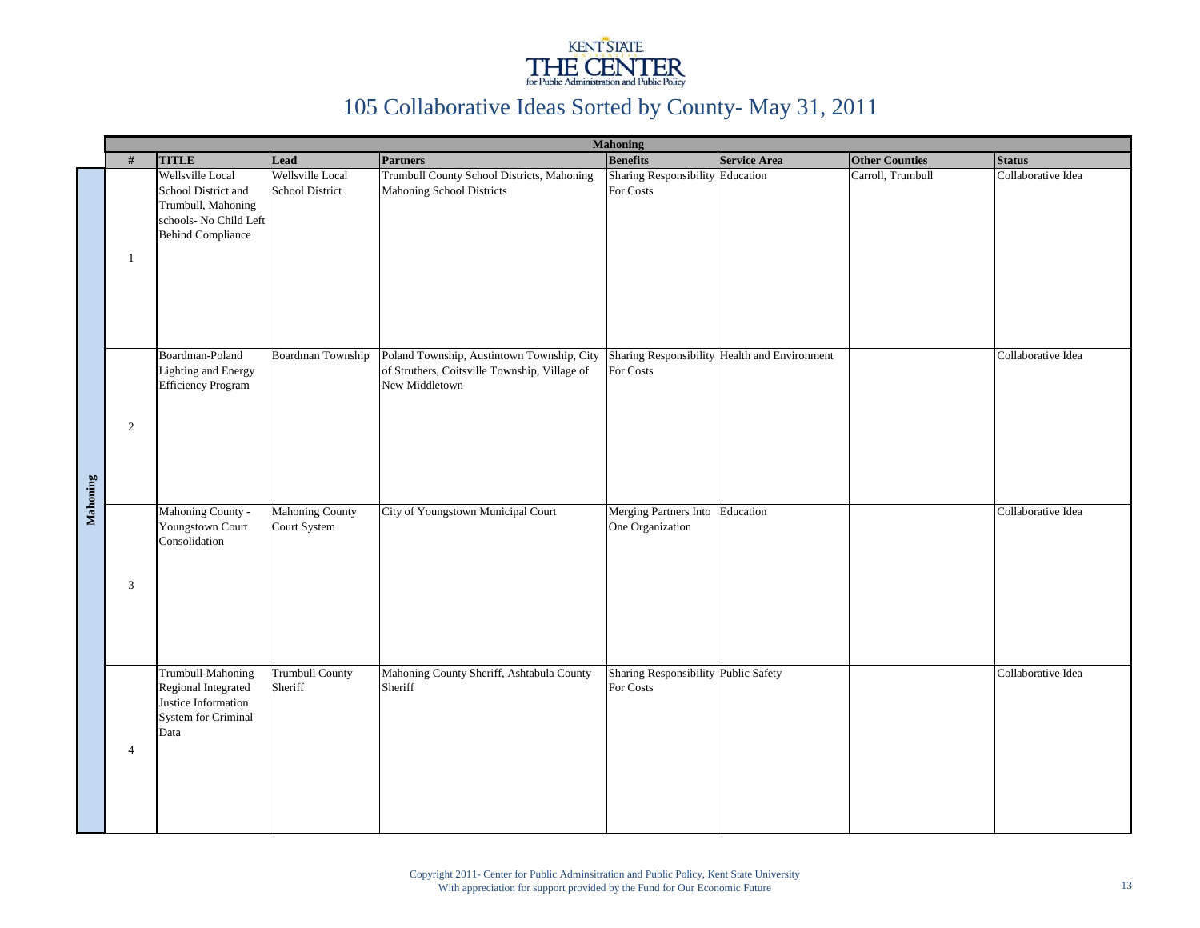# 105 Collaborative Ideas Sorted by County- May 31, 2011

| Mahoning | | | | | | | |
|---|---|---|---|---|---|---|---|
| # | TITLE | Lead | Partners | Benefits | Service Area | Other Counties | Status |
| 1 | Wellsville Local School District and Trumbull, Mahoning schools- No Child Left Behind Compliance | Wellsville Local School District | Trumbull County School Districts, Mahoning Mahoning School Districts | Sharing Responsibility For Costs | Education | Carroll, Trumbull | Collaborative Idea |
| 2 | Boardman-Poland Lighting and Energy Efficiency Program | Boardman Township | Poland Township, Austintown Township, City of Struthers, Coitsville Township, Village of New Middletown | Sharing Responsibility For Costs | Health and Environment | | Collaborative Idea |
| 3 | Mahoning County - Youngstown Court Consolidation | Mahoning County Court System | City of Youngstown Municipal Court | Merging Partners Into One Organization | Education | | Collaborative Idea |
| 4 | Trumbull-Mahoning Regional Integrated Justice Information System for Criminal Data | Trumbull County Sheriff | Mahoning County Sheriff, Ashtabula County Sheriff | Sharing Responsibility For Costs | Public Safety | | Collaborative Idea |

Copyright 2011- Center for Public Adminsitration and Public Policy, Kent State University
With appreciation for support provided by the Fund for Our Economic Future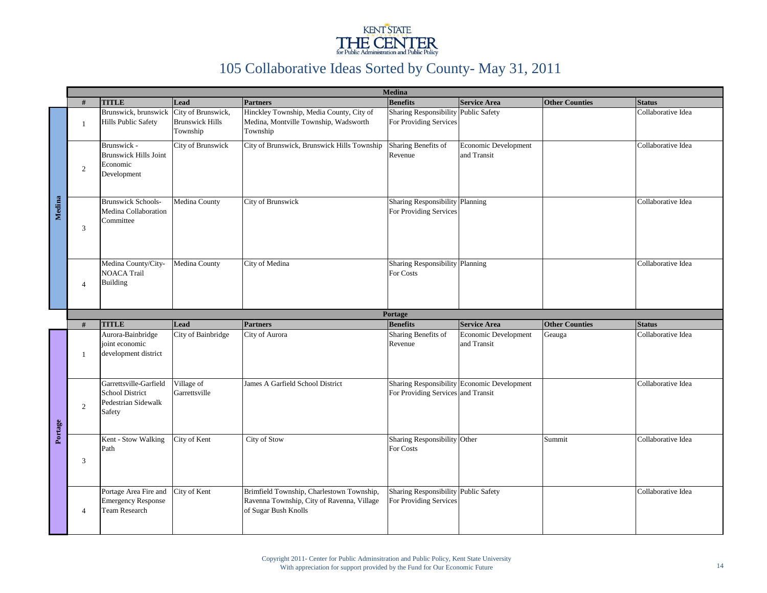KENT STATE
THE CENTER
for Public Administration and Public Policy

# 105 Collaborative Ideas Sorted by County- May 31, 2011

## Medina

| # | TITLE | Lead | Partners | Benefits | Service Area | Other Counties | Status |
|---|---|---|---|---|---|---|---|
| 1 | Brunswick, brunswick Hills Public Safety | City of Brunswick, Brunswick Hills Township | Hinckley Township, Media County, City of Medina, Montville Township, Wadsworth Township | Sharing Responsibility For Providing Services | Public Safety | | Collaborative Idea |
| 2 | Brunswick - Brunswick Hills Joint Economic Development | City of Brunswick | City of Brunswick, Brunswick Hills Township | Sharing Benefits of Revenue | Economic Development and Transit | | Collaborative Idea |
| 3 | Brunswick Schools-Medina Collaboration Committee | Medina County | City of Brunswick | Sharing Responsibility For Providing Services | Planning | | Collaborative Idea |
| 4 | Medina County/City-NOACA Trail Building | Medina County | City of Medina | Sharing Responsibility For Costs | Planning | | Collaborative Idea |

## Portage

| # | TITLE | Lead | Partners | Benefits | Service Area | Other Counties | Status |
|---|---|---|---|---|---|---|---|
| 1 | Aurora-Bainbridge joint economic development district | City of Bainbridge | City of Aurora | Sharing Benefits of Revenue | Economic Development and Transit | Geauga | Collaborative Idea |
| 2 | Garrettsville-Garfield School District Pedestrian Sidewalk Safety | Village of Garrettsville | James A Garfield School District | Sharing Responsibility For Providing Services | Economic Development and Transit | | Collaborative Idea |
| 3 | Kent - Stow Walking Path | City of Kent | City of Stow | Sharing Responsibility For Costs | Other | Summit | Collaborative Idea |
| 4 | Portage Area Fire and Emergency Response Team Research | City of Kent | Brimfield Township, Charlestown Township, Ravenna Township, City of Ravenna, Village of Sugar Bush Knolls | Sharing Responsibility For Providing Services | Public Safety | | Collaborative Idea |

Copyright 2011- Center for Public Adminsitration and Public Policy, Kent State University
With appreciation for support provided by the Fund for Our Economic Future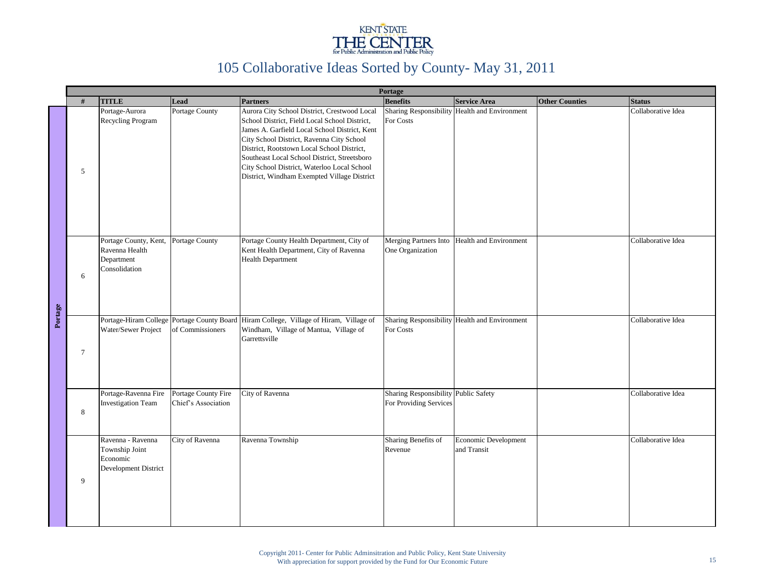KENT STATE
THE CENTER
for Public Administration and Public Policy

# 105 Collaborative Ideas Sorted by County- May 31, 2011

| Portage | | | | | | | |
|---|---|---|---|---|---|---|---|
| # | TITLE | Lead | Partners | Benefits | Service Area | Other Counties | Status |
| 5 | Portage-Aurora Recycling Program | Portage County | Aurora City School District, Crestwood Local School District, Field Local School District, James A. Garfield Local School District, Kent City School District, Ravenna City School District, Rootstown Local School District, Southeast Local School District, Streetsboro City School District, Waterloo Local School District, Windham Exempted Village District | Sharing Responsibility For Costs | Health and Environment | | Collaborative Idea |
| 6 | Portage County, Kent, Ravenna Health Department Consolidation | Portage County | Portage County Health Department, City of Kent Health Department, City of Ravenna Health Department | Merging Partners Into One Organization | Health and Environment | | Collaborative Idea |
| 7 | Portage-Hiram College Water/Sewer Project | Portage County Board of Commissioners | Hiram College, Village of Hiram, Village of Windham, Village of Mantua, Village of Garrettsville | Sharing Responsibility For Costs | Health and Environment | | Collaborative Idea |
| 8 | Portage-Ravenna Fire Investigation Team | Portage County Fire Chief's Association | City of Ravenna | Sharing Responsibility For Providing Services | Public Safety | | Collaborative Idea |
| 9 | Ravenna - Ravenna Township Joint Economic Development District | City of Ravenna | Ravenna Township | Sharing Benefits of Revenue | Economic Development and Transit | | Collaborative Idea |

Copyright 2011- Center for Public Adminsitration and Public Policy, Kent State University
With appreciation for support provided by the Fund for Our Economic Future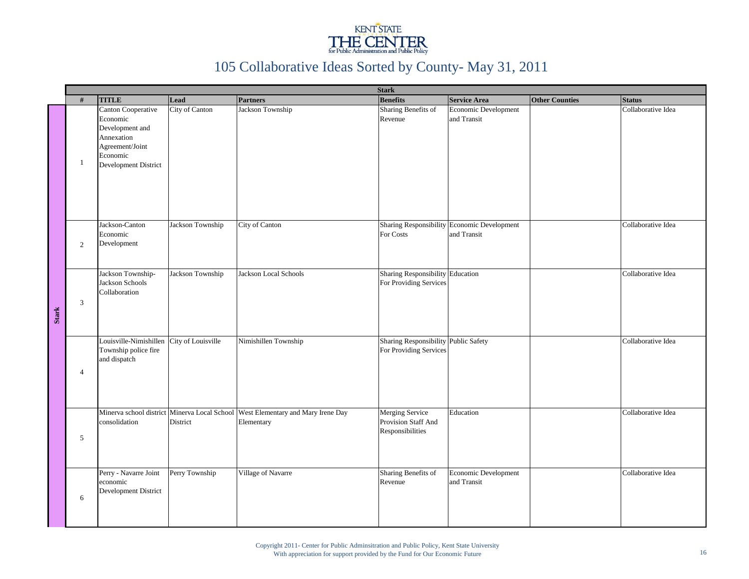# 105 Collaborative Ideas Sorted by County- May 31, 2011

| Stark | | | | | | | | |
|---|---|---|---|---|---|---|---|---|
| **#** | **TITLE** | **Lead** | **Partners** | **Benefits** | **Service Area** | **Other Counties** | **Status** |
| 1 | Canton Cooperative Economic Development and Annexation Agreement/Joint Economic Development District | City of Canton | Jackson Township | Sharing Benefits of Revenue | Economic Development and Transit | | Collaborative Idea |
| 2 | Jackson-Canton Economic Development | Jackson Township | City of Canton | Sharing Responsibility For Costs | Economic Development and Transit | | Collaborative Idea |
| 3 | Jackson Township-Jackson Schools Collaboration | Jackson Township | Jackson Local Schools | Sharing Responsibility For Providing Services | Education | | Collaborative Idea |
| 4 | Louisville-Nimishillen Township police fire and dispatch | City of Louisville | Nimishillen Township | Sharing Responsibility For Providing Services | Public Safety | | Collaborative Idea |
| 5 | Minerva school district consolidation | Minerva Local School District | West Elementary and Mary Irene Day Elementary | Merging Service Provision Staff And Responsibilities | Education | | Collaborative Idea |
| 6 | Perry - Navarre Joint economic Development District | Perry Township | Village of Navarre | Sharing Benefits of Revenue | Economic Development and Transit | | Collaborative Idea |

Copyright 2011- Center for Public Adminsitration and Public Policy, Kent State University
With appreciation for support provided by the Fund for Our Economic Future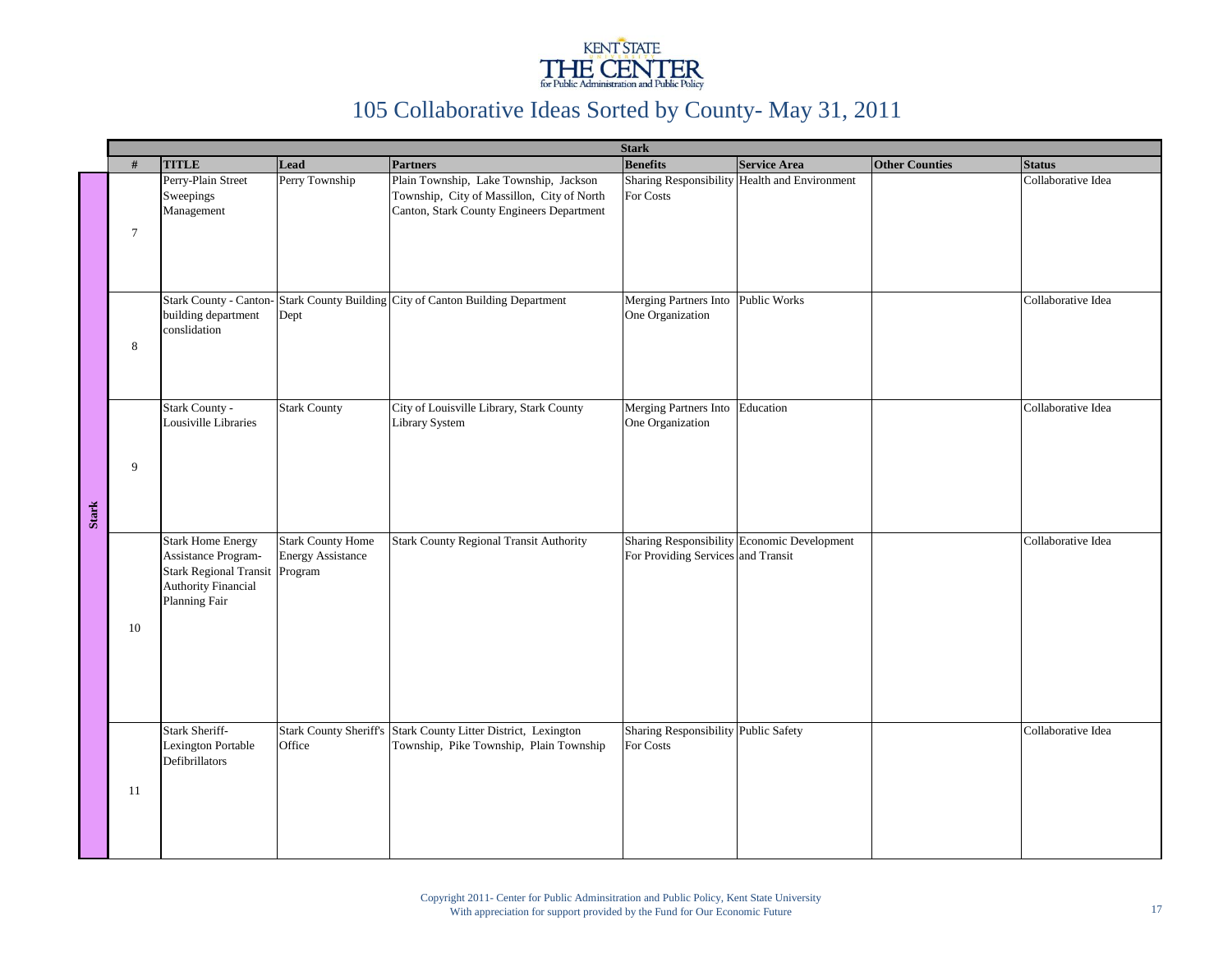KENT STATE
THE CENTER
for Public Administration and Public Policy

# 105 Collaborative Ideas Sorted by County- May 31, 2011

## Stark

| # | TITLE | Lead | Partners | Benefits | Service Area | Other Counties | Status |
|---|---|---|---|---|---|---|---|
| 7 | Perry-Plain Street Sweepings Management | Perry Township | Plain Township, Lake Township, Jackson Township, City of Massillon, City of North Canton, Stark County Engineers Department | Sharing Responsibility For Costs | Health and Environment | | Collaborative Idea |
| 8 | Stark County - Canton-building department conslidation | Stark County Building Dept | City of Canton Building Department | Merging Partners Into One Organization | Public Works | | Collaborative Idea |
| 9 | Stark County - Lousiville Libraries | Stark County | City of Louisville Library, Stark County Library System | Merging Partners Into One Organization | Education | | Collaborative Idea |
| 10 | Stark Home Energy Assistance Program-Stark Regional Transit Authority Financial Planning Fair | Stark County Home Energy Assistance Program | Stark County Regional Transit Authority | Sharing Responsibility For Providing Services | Economic Development and Transit | | Collaborative Idea |
| 11 | Stark Sheriff-Lexington Portable Defibrillators | Stark County Sheriff's Office | Stark County Litter District, Lexington Township, Pike Township, Plain Township | Sharing Responsibility For Costs | Public Safety | | Collaborative Idea |

Copyright 2011- Center for Public Adminsitration and Public Policy, Kent State University
With appreciation for support provided by the Fund for Our Economic Future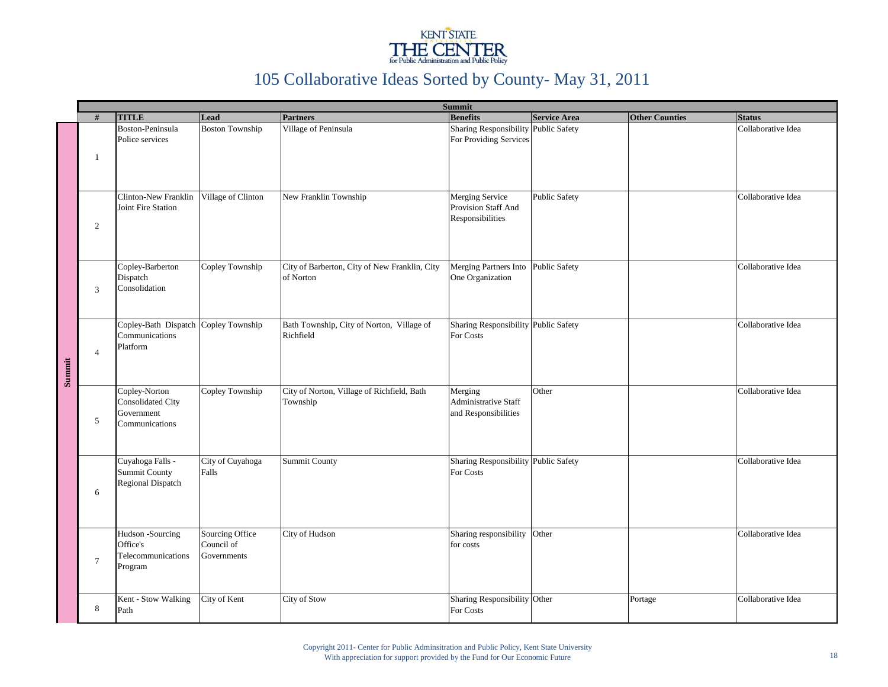KENT STATE
THE CENTER
for Public Administration and Public Policy

# 105 Collaborative Ideas Sorted by County- May 31, 2011

| Summit | | | | | | | |
|---|---|---|---|---|---|---|---|
| # | TITLE | Lead | Partners | Benefits | Service Area | Other Counties | Status |
| 1 | Boston-Peninsula Police services | Boston Township | Village of Peninsula | Sharing Responsibility For Providing Services | Public Safety | | Collaborative Idea |
| 2 | Clinton-New Franklin Joint Fire Station | Village of Clinton | New Franklin Township | Merging Service Provision Staff And Responsibilities | Public Safety | | Collaborative Idea |
| 3 | Copley-Barberton Dispatch Consolidation | Copley Township | City of Barberton, City of New Franklin, City of Norton | Merging Partners Into One Organization | Public Safety | | Collaborative Idea |
| 4 | Copley-Bath Dispatch Communications Platform | Copley Township | Bath Township, City of Norton, Village of Richfield | Sharing Responsibility For Costs | Public Safety | | Collaborative Idea |
| 5 | Copley-Norton Consolidated City Government Communications | Copley Township | City of Norton, Village of Richfield, Bath Township | Merging Administrative Staff and Responsibilities | Other | | Collaborative Idea |
| 6 | Cuyahoga Falls - Summit County Regional Dispatch | City of Cuyahoga Falls | Summit County | Sharing Responsibility For Costs | Public Safety | | Collaborative Idea |
| 7 | Hudson -Sourcing Office's Telecommunications Program | Sourcing Office Council of Governments | City of Hudson | Sharing responsibility for costs | Other | | Collaborative Idea |
| 8 | Kent - Stow Walking Path | City of Kent | City of Stow | Sharing Responsibility For Costs | Other | Portage | Collaborative Idea |

Copyright 2011- Center for Public Adminsitration and Public Policy, Kent State University
With appreciation for support provided by the Fund for Our Economic Future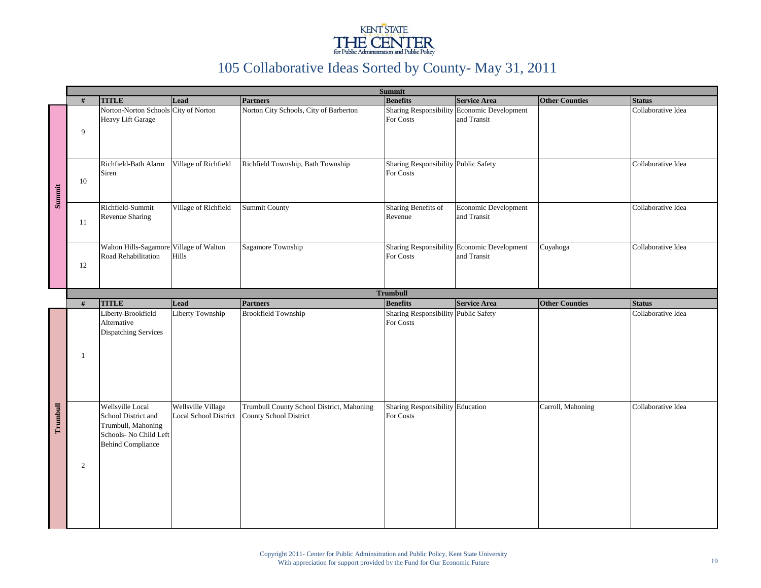# 105 Collaborative Ideas Sorted by County- May 31, 2011

## Summit

| # | TITLE | Lead | Partners | Benefits | Service Area | Other Counties | Status |
|---|---|---|---|---|---|---|---|
| 9 | Norton-Norton Schools Heavy Lift Garage | City of Norton | Norton City Schools, City of Barberton | Sharing Responsibility For Costs | Economic Development and Transit | | Collaborative Idea |
| 10 | Richfield-Bath Alarm Siren | Village of Richfield | Richfield Township, Bath Township | Sharing Responsibility For Costs | Public Safety | | Collaborative Idea |
| 11 | Richfield-Summit Revenue Sharing | Village of Richfield | Summit County | Sharing Benefits of Revenue | Economic Development and Transit | | Collaborative Idea |
| 12 | Walton Hills-Sagamore Road Rehabilitation | Village of Walton Hills | Sagamore Township | Sharing Responsibility For Costs | Economic Development and Transit | Cuyahoga | Collaborative Idea |

## Trumbull

| # | TITLE | Lead | Partners | Benefits | Service Area | Other Counties | Status |
|---|---|---|---|---|---|---|---|
| 1 | Liberty-Brookfield Alternative Dispatching Services | Liberty Township | Brookfield Township | Sharing Responsibility For Costs | Public Safety | | Collaborative Idea |
| 2 | Wellsville Local School District and Trumbull, Mahoning Schools- No Child Left Behind Compliance | Wellsville Village Local School District | Trumbull County School District, Mahoning County School District | Sharing Responsibility For Costs | Education | Carroll, Mahoning | Collaborative Idea |

Copyright 2011- Center for Public Adminsitration and Public Policy, Kent State University
With appreciation for support provided by the Fund for Our Economic Future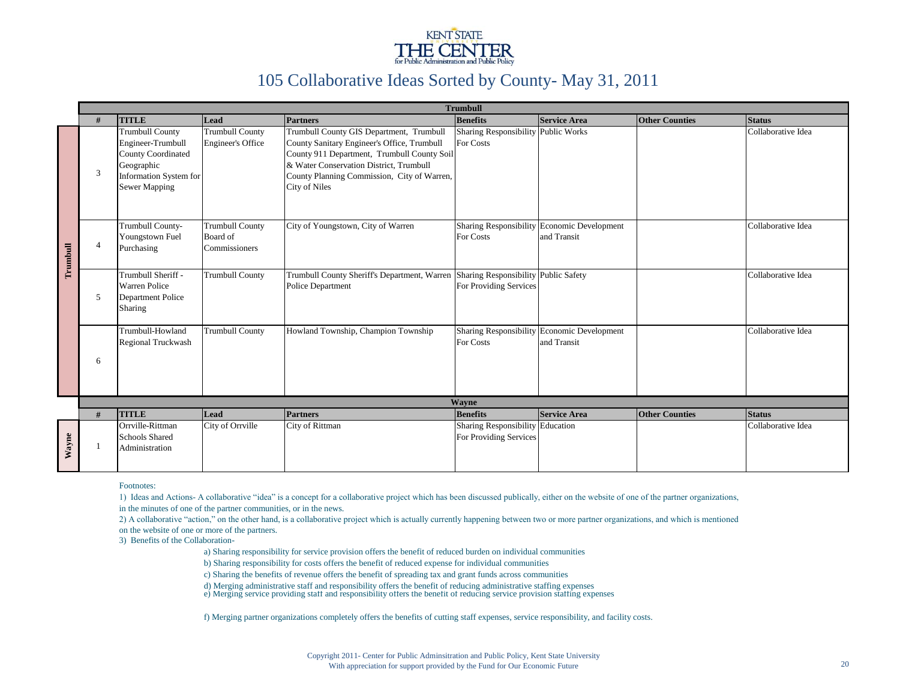KENT STATE
THE CENTER
for Public Administration and Public Policy

# 105 Collaborative Ideas Sorted by County- May 31, 2011

| | # | TITLE | Lead | Partners | Benefits | Service Area | Other Counties | Status |
|---|---|---|---|---|---|---|---|---|
| **Trumbull** | | | | | | | | |
| Trumbull | 3 | Trumbull County Engineer-Trumbull County Coordinated Geographic Information System for Sewer Mapping | Trumbull County Engineer's Office | Trumbull County GIS Department, Trumbull County Sanitary Engineer's Office, Trumbull County 911 Department, Trumbull County Soil & Water Conservation District, Trumbull County Planning Commission, City of Warren, City of Niles | Sharing Responsibility For Costs | Public Works | | Collaborative Idea |
| Trumbull | 4 | Trumbull County-Youngstown Fuel Purchasing | Trumbull County Board of Commissioners | City of Youngstown, City of Warren | Sharing Responsibility For Costs | Economic Development and Transit | | Collaborative Idea |
| Trumbull | 5 | Trumbull Sheriff - Warren Police Department Police Sharing | Trumbull County | Trumbull County Sheriff's Department, Warren Police Department | Sharing Responsibility For Providing Services | Public Safety | | Collaborative Idea |
| Trumbull | 6 | Trumbull-Howland Regional Truckwash | Trumbull County | Howland Township, Champion Township | Sharing Responsibility For Costs | Economic Development and Transit | | Collaborative Idea |
| **Wayne** | | | | | | | | |
| Wayne | 1 | Orrville-Rittman Schools Shared Administration | City of Orrville | City of Rittman | Sharing Responsibility For Providing Services | Education | | Collaborative Idea |

Footnotes:

1) Ideas and Actions- A collaborative "idea" is a concept for a collaborative project which has been discussed publically, either on the website of one of the partner organizations, in the minutes of one of the partner communities, or in the news.

2) A collaborative "action," on the other hand, is a collaborative project which is actually currently happening between two or more partner organizations, and which is mentioned on the website of one or more of the partners.

3) Benefits of the Collaboration-

a) Sharing responsibility for service provision offers the benefit of reduced burden on individual communities

b) Sharing responsibility for costs offers the benefit of reduced expense for individual communities

c) Sharing the benefits of revenue offers the benefit of spreading tax and grant funds across communities

d) Merging administrative staff and responsibility offers the benefit of reducing administrative staffing expenses

e) Merging service providing staff and responsibility offers the benefit of reducing service provision staffing expenses

f) Merging partner organizations completely offers the benefits of cutting staff expenses, service responsibility, and facility costs.

Copyright 2011- Center for Public Adminsitration and Public Policy, Kent State University
With appreciation for support provided by the Fund for Our Economic Future